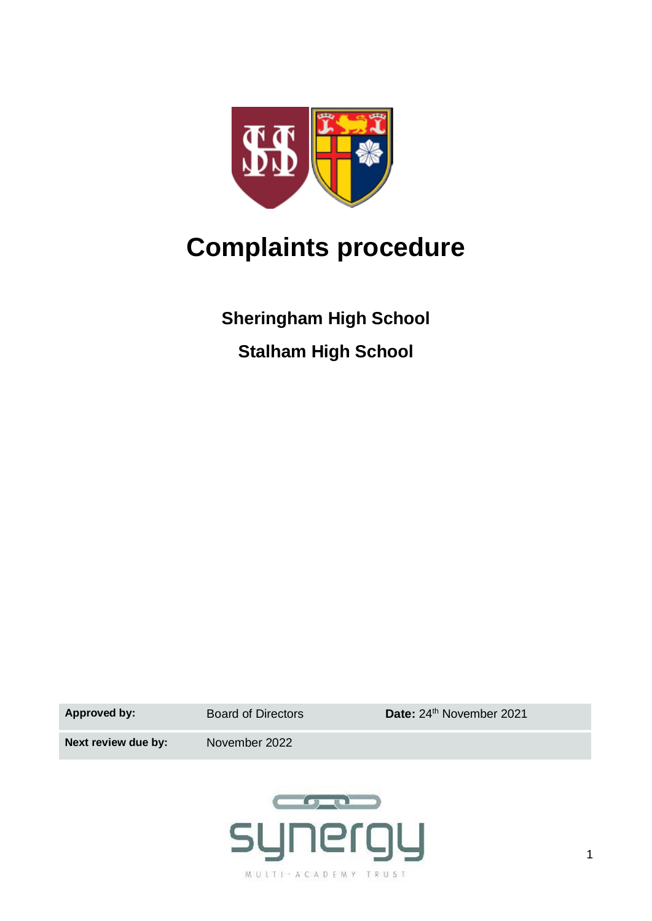# Complaints procedure

**Sheringham High School**

**Stalham High School**

| **Approved by:** | Board of Directors | **Date:** 24th November 2021 |
|---|---|---|
| **Next review due by:** | November 2022 | |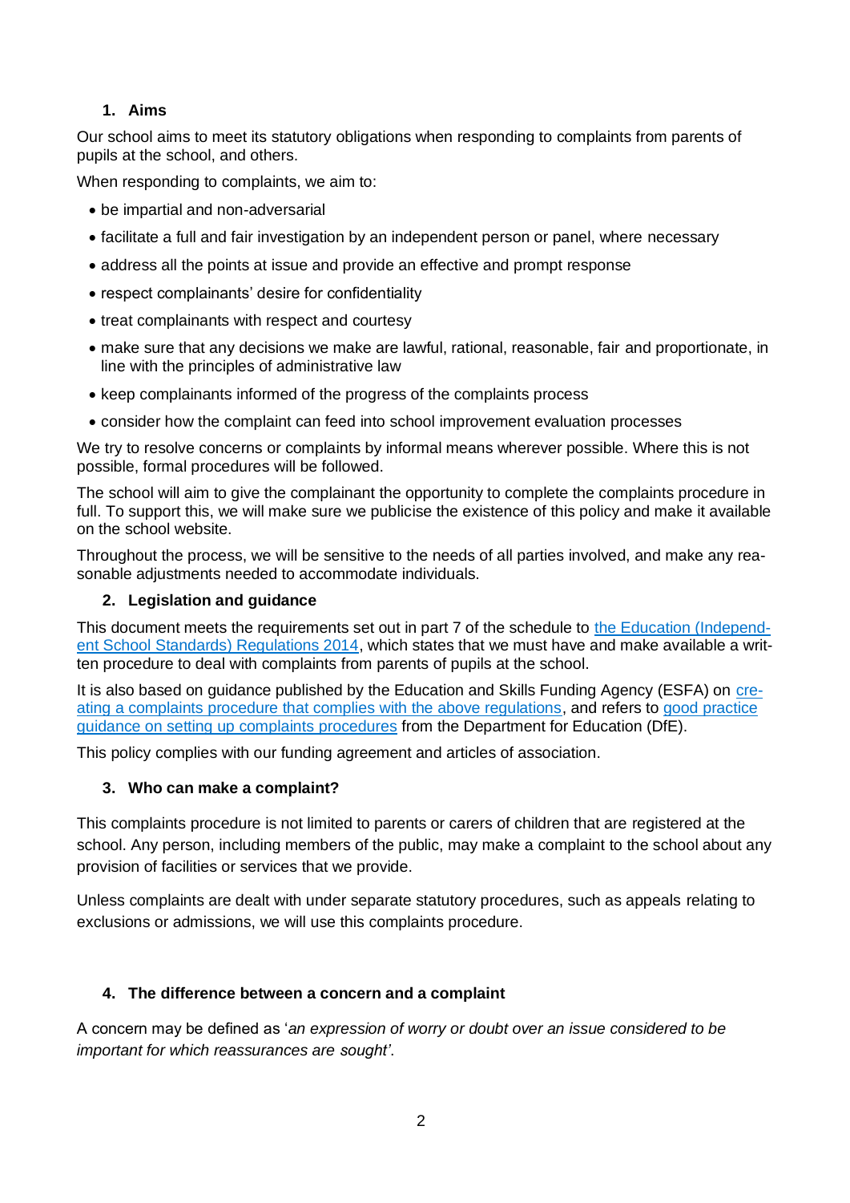## 1. Aims

Our school aims to meet its statutory obligations when responding to complaints from parents of pupils at the school, and others.

When responding to complaints, we aim to:

- be impartial and non-adversarial
- facilitate a full and fair investigation by an independent person or panel, where necessary
- address all the points at issue and provide an effective and prompt response
- respect complainants' desire for confidentiality
- treat complainants with respect and courtesy
- make sure that any decisions we make are lawful, rational, reasonable, fair and proportionate, in line with the principles of administrative law
- keep complainants informed of the progress of the complaints process
- consider how the complaint can feed into school improvement evaluation processes

We try to resolve concerns or complaints by informal means wherever possible. Where this is not possible, formal procedures will be followed.

The school will aim to give the complainant the opportunity to complete the complaints procedure in full. To support this, we will make sure we publicise the existence of this policy and make it available on the school website.

Throughout the process, we will be sensitive to the needs of all parties involved, and make any reasonable adjustments needed to accommodate individuals.

## 2. Legislation and guidance

This document meets the requirements set out in part 7 of the schedule to the Education (Independent School Standards) Regulations 2014, which states that we must have and make available a written procedure to deal with complaints from parents of pupils at the school.

It is also based on guidance published by the Education and Skills Funding Agency (ESFA) on creating a complaints procedure that complies with the above regulations, and refers to good practice guidance on setting up complaints procedures from the Department for Education (DfE).

This policy complies with our funding agreement and articles of association.

## 3. Who can make a complaint?

This complaints procedure is not limited to parents or carers of children that are registered at the school. Any person, including members of the public, may make a complaint to the school about any provision of facilities or services that we provide.

Unless complaints are dealt with under separate statutory procedures, such as appeals relating to exclusions or admissions, we will use this complaints procedure.

## 4. The difference between a concern and a complaint

A concern may be defined as '*an expression of worry or doubt over an issue considered to be important for which reassurances are sought*'.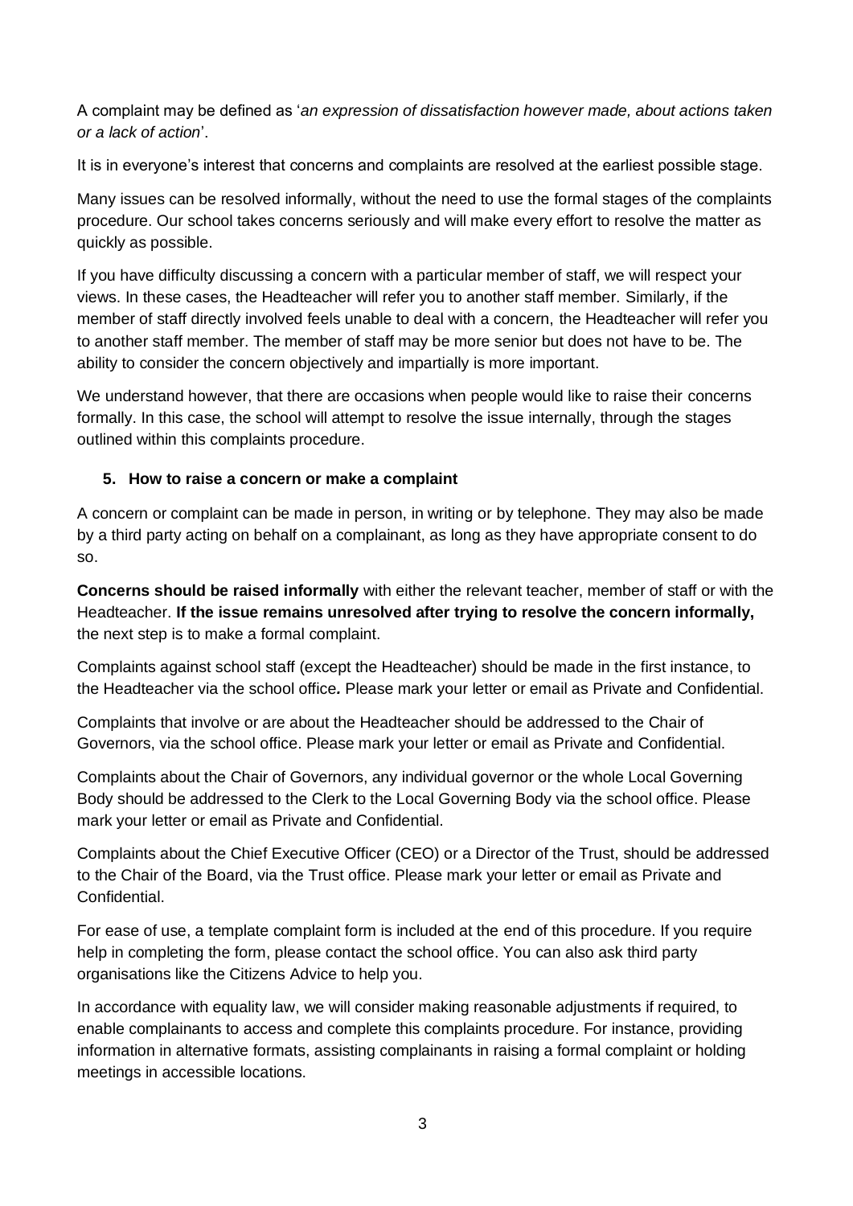A complaint may be defined as '*an expression of dissatisfaction however made, about actions taken or a lack of action*'.

It is in everyone's interest that concerns and complaints are resolved at the earliest possible stage.

Many issues can be resolved informally, without the need to use the formal stages of the complaints procedure. Our school takes concerns seriously and will make every effort to resolve the matter as quickly as possible.

If you have difficulty discussing a concern with a particular member of staff, we will respect your views. In these cases, the Headteacher will refer you to another staff member. Similarly, if the member of staff directly involved feels unable to deal with a concern, the Headteacher will refer you to another staff member. The member of staff may be more senior but does not have to be. The ability to consider the concern objectively and impartially is more important.

We understand however, that there are occasions when people would like to raise their concerns formally. In this case, the school will attempt to resolve the issue internally, through the stages outlined within this complaints procedure.

### 5. How to raise a concern or make a complaint

A concern or complaint can be made in person, in writing or by telephone. They may also be made by a third party acting on behalf on a complainant, as long as they have appropriate consent to do so.

**Concerns should be raised informally** with either the relevant teacher, member of staff or with the Headteacher. **If the issue remains unresolved after trying to resolve the concern informally,** the next step is to make a formal complaint.

Complaints against school staff (except the Headteacher) should be made in the first instance, to the Headteacher via the school office*.* Please mark your letter or email as Private and Confidential.

Complaints that involve or are about the Headteacher should be addressed to the Chair of Governors, via the school office. Please mark your letter or email as Private and Confidential.

Complaints about the Chair of Governors, any individual governor or the whole Local Governing Body should be addressed to the Clerk to the Local Governing Body via the school office. Please mark your letter or email as Private and Confidential.

Complaints about the Chief Executive Officer (CEO) or a Director of the Trust, should be addressed to the Chair of the Board, via the Trust office. Please mark your letter or email as Private and Confidential.

For ease of use, a template complaint form is included at the end of this procedure. If you require help in completing the form, please contact the school office. You can also ask third party organisations like the Citizens Advice to help you.

In accordance with equality law, we will consider making reasonable adjustments if required, to enable complainants to access and complete this complaints procedure. For instance, providing information in alternative formats, assisting complainants in raising a formal complaint or holding meetings in accessible locations.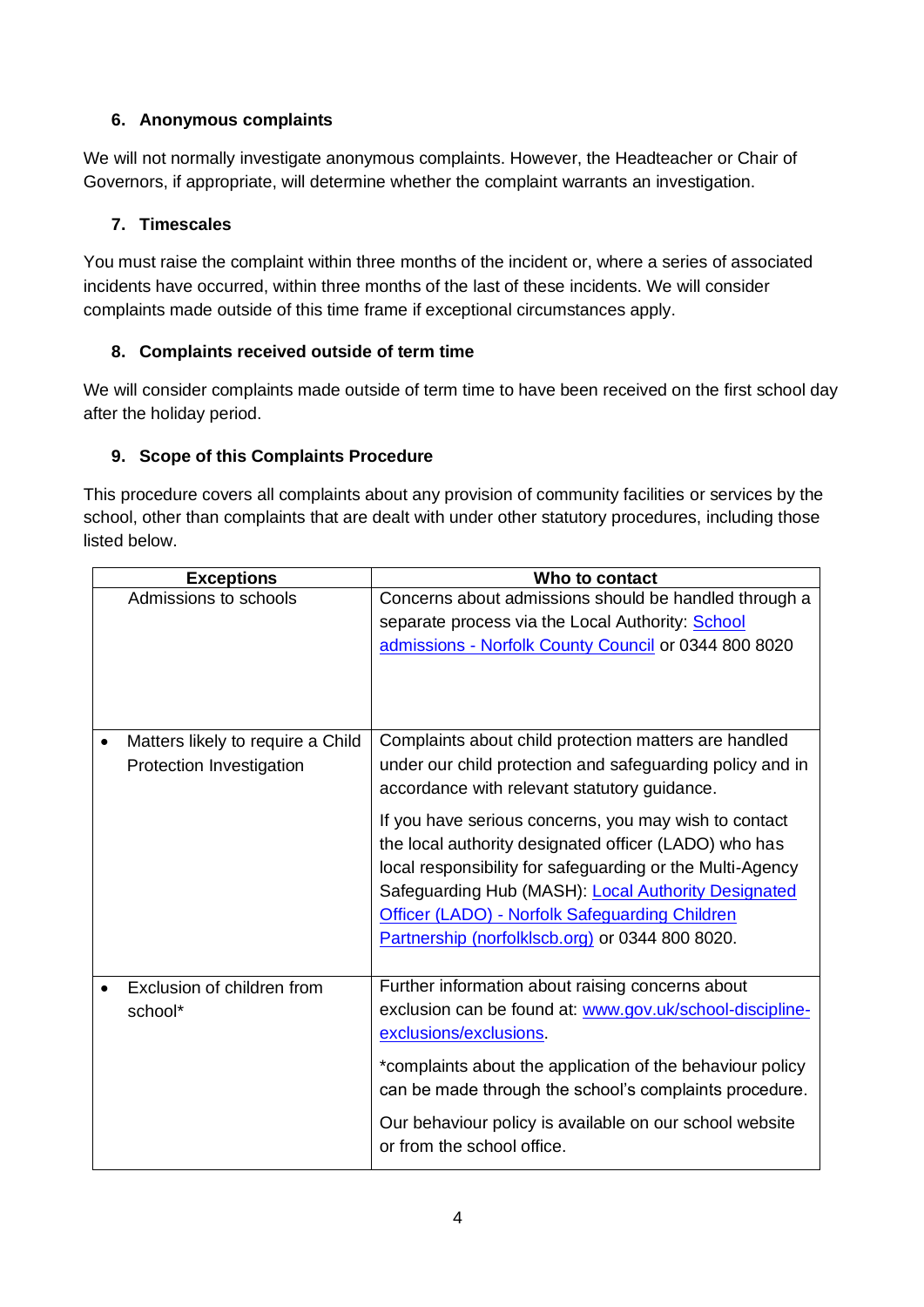## 6. Anonymous complaints

We will not normally investigate anonymous complaints. However, the Headteacher or Chair of Governors, if appropriate, will determine whether the complaint warrants an investigation.

## 7. Timescales

You must raise the complaint within three months of the incident or, where a series of associated incidents have occurred, within three months of the last of these incidents. We will consider complaints made outside of this time frame if exceptional circumstances apply.

## 8. Complaints received outside of term time

We will consider complaints made outside of term time to have been received on the first school day after the holiday period.

## 9. Scope of this Complaints Procedure

This procedure covers all complaints about any provision of community facilities or services by the school, other than complaints that are dealt with under other statutory procedures, including those listed below.

| Exceptions | Who to contact |
| --- | --- |
| Admissions to schools | Concerns about admissions should be handled through a separate process via the Local Authority: [School admissions - Norfolk County Council] or 0344 800 8020 |
| • Matters likely to require a Child Protection Investigation | Complaints about child protection matters are handled under our child protection and safeguarding policy and in accordance with relevant statutory guidance.<br><br>If you have serious concerns, you may wish to contact the local authority designated officer (LADO) who has local responsibility for safeguarding or the Multi-Agency Safeguarding Hub (MASH): [Local Authority Designated Officer (LADO) - Norfolk Safeguarding Children Partnership (norfolklscb.org)] or 0344 800 8020. |
| • Exclusion of children from school* | Further information about raising concerns about exclusion can be found at: www.gov.uk/school-discipline-exclusions/exclusions.<br><br>*complaints about the application of the behaviour policy can be made through the school's complaints procedure.<br><br>Our behaviour policy is available on our school website or from the school office. |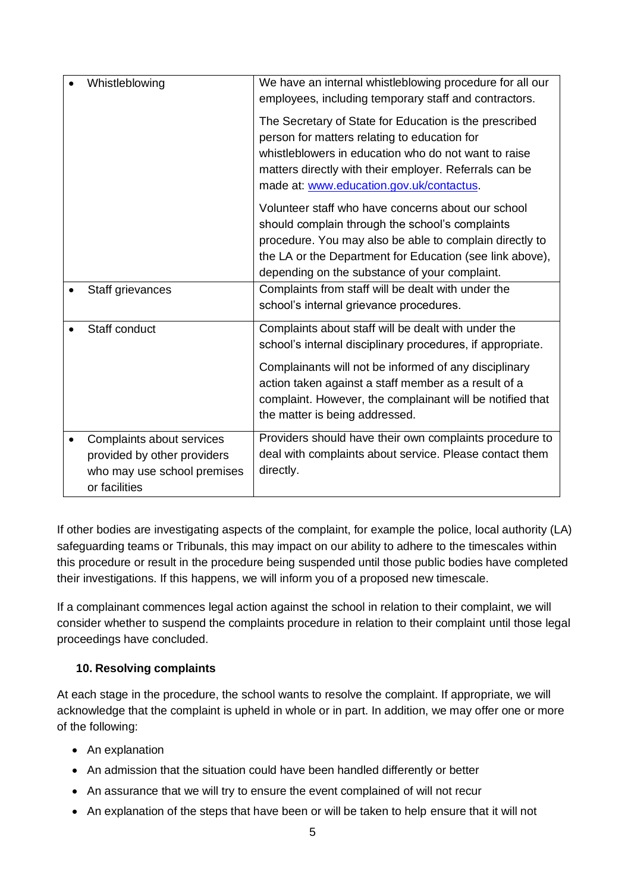| | |
|---|---|
| • Whistleblowing | We have an internal whistleblowing procedure for all our employees, including temporary staff and contractors.<br><br>The Secretary of State for Education is the prescribed person for matters relating to education for whistleblowers in education who do not want to raise matters directly with their employer. Referrals can be made at: [www.education.gov.uk/contactus](http://www.education.gov.uk/contactus).<br><br>Volunteer staff who have concerns about our school should complain through the school's complaints procedure. You may also be able to complain directly to the LA or the Department for Education (see link above), depending on the substance of your complaint. |
| • Staff grievances | Complaints from staff will be dealt with under the school's internal grievance procedures. |
| • Staff conduct | Complaints about staff will be dealt with under the school's internal disciplinary procedures, if appropriate.<br><br>Complainants will not be informed of any disciplinary action taken against a staff member as a result of a complaint. However, the complainant will be notified that the matter is being addressed. |
| • Complaints about services provided by other providers who may use school premises or facilities | Providers should have their own complaints procedure to deal with complaints about service. Please contact them directly. |

If other bodies are investigating aspects of the complaint, for example the police, local authority (LA) safeguarding teams or Tribunals, this may impact on our ability to adhere to the timescales within this procedure or result in the procedure being suspended until those public bodies have completed their investigations. If this happens, we will inform you of a proposed new timescale.

If a complainant commences legal action against the school in relation to their complaint, we will consider whether to suspend the complaints procedure in relation to their complaint until those legal proceedings have concluded.

### 10. Resolving complaints

At each stage in the procedure, the school wants to resolve the complaint. If appropriate, we will acknowledge that the complaint is upheld in whole or in part. In addition, we may offer one or more of the following:

- An explanation
- An admission that the situation could have been handled differently or better
- An assurance that we will try to ensure the event complained of will not recur
- An explanation of the steps that have been or will be taken to help ensure that it will not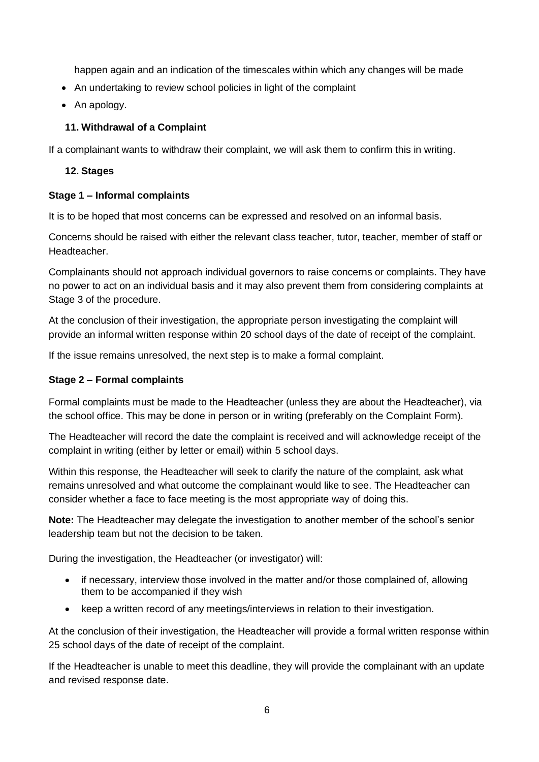happen again and an indication of the timescales within which any changes will be made

- An undertaking to review school policies in light of the complaint
- An apology.

### 11. Withdrawal of a Complaint

If a complainant wants to withdraw their complaint, we will ask them to confirm this in writing.

### 12. Stages

**Stage 1 – Informal complaints**

It is to be hoped that most concerns can be expressed and resolved on an informal basis.

Concerns should be raised with either the relevant class teacher, tutor, teacher, member of staff or Headteacher.

Complainants should not approach individual governors to raise concerns or complaints. They have no power to act on an individual basis and it may also prevent them from considering complaints at Stage 3 of the procedure.

At the conclusion of their investigation, the appropriate person investigating the complaint will provide an informal written response within 20 school days of the date of receipt of the complaint.

If the issue remains unresolved, the next step is to make a formal complaint.

**Stage 2 – Formal complaints**

Formal complaints must be made to the Headteacher (unless they are about the Headteacher), via the school office. This may be done in person or in writing (preferably on the Complaint Form).

The Headteacher will record the date the complaint is received and will acknowledge receipt of the complaint in writing (either by letter or email) within 5 school days.

Within this response, the Headteacher will seek to clarify the nature of the complaint, ask what remains unresolved and what outcome the complainant would like to see. The Headteacher can consider whether a face to face meeting is the most appropriate way of doing this.

**Note:** The Headteacher may delegate the investigation to another member of the school's senior leadership team but not the decision to be taken.

During the investigation, the Headteacher (or investigator) will:

- if necessary, interview those involved in the matter and/or those complained of, allowing them to be accompanied if they wish
- keep a written record of any meetings/interviews in relation to their investigation.

At the conclusion of their investigation, the Headteacher will provide a formal written response within 25 school days of the date of receipt of the complaint.

If the Headteacher is unable to meet this deadline, they will provide the complainant with an update and revised response date.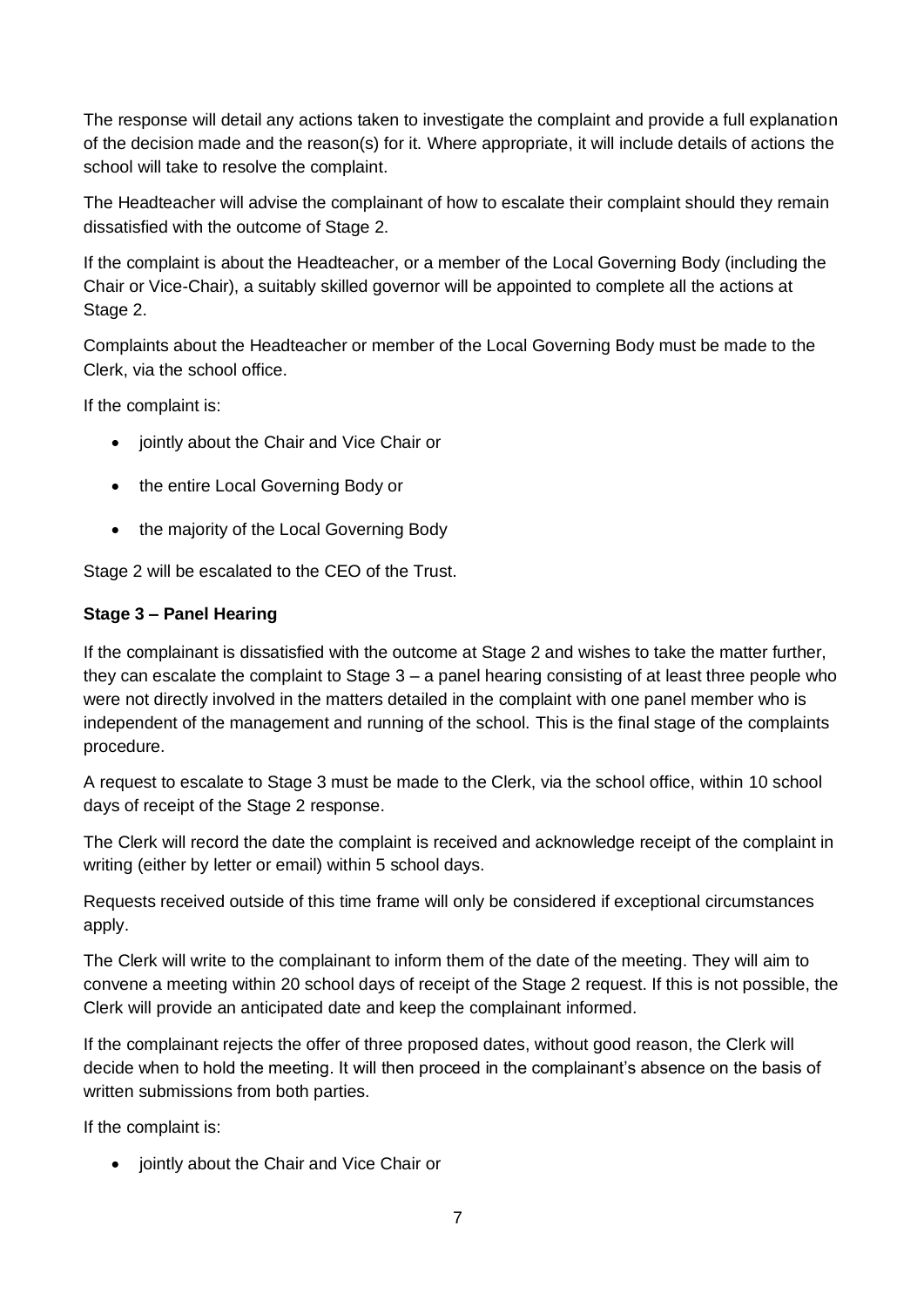The response will detail any actions taken to investigate the complaint and provide a full explanation of the decision made and the reason(s) for it. Where appropriate, it will include details of actions the school will take to resolve the complaint.

The Headteacher will advise the complainant of how to escalate their complaint should they remain dissatisfied with the outcome of Stage 2.

If the complaint is about the Headteacher, or a member of the Local Governing Body (including the Chair or Vice-Chair), a suitably skilled governor will be appointed to complete all the actions at Stage 2.

Complaints about the Headteacher or member of the Local Governing Body must be made to the Clerk, via the school office.

If the complaint is:

- jointly about the Chair and Vice Chair or
- the entire Local Governing Body or
- the majority of the Local Governing Body

Stage 2 will be escalated to the CEO of the Trust.

**Stage 3 – Panel Hearing**

If the complainant is dissatisfied with the outcome at Stage 2 and wishes to take the matter further, they can escalate the complaint to Stage 3 – a panel hearing consisting of at least three people who were not directly involved in the matters detailed in the complaint with one panel member who is independent of the management and running of the school. This is the final stage of the complaints procedure.

A request to escalate to Stage 3 must be made to the Clerk, via the school office, within 10 school days of receipt of the Stage 2 response.

The Clerk will record the date the complaint is received and acknowledge receipt of the complaint in writing (either by letter or email) within 5 school days.

Requests received outside of this time frame will only be considered if exceptional circumstances apply.

The Clerk will write to the complainant to inform them of the date of the meeting. They will aim to convene a meeting within 20 school days of receipt of the Stage 2 request. If this is not possible, the Clerk will provide an anticipated date and keep the complainant informed.

If the complainant rejects the offer of three proposed dates, without good reason, the Clerk will decide when to hold the meeting. It will then proceed in the complainant's absence on the basis of written submissions from both parties.

If the complaint is:

- jointly about the Chair and Vice Chair or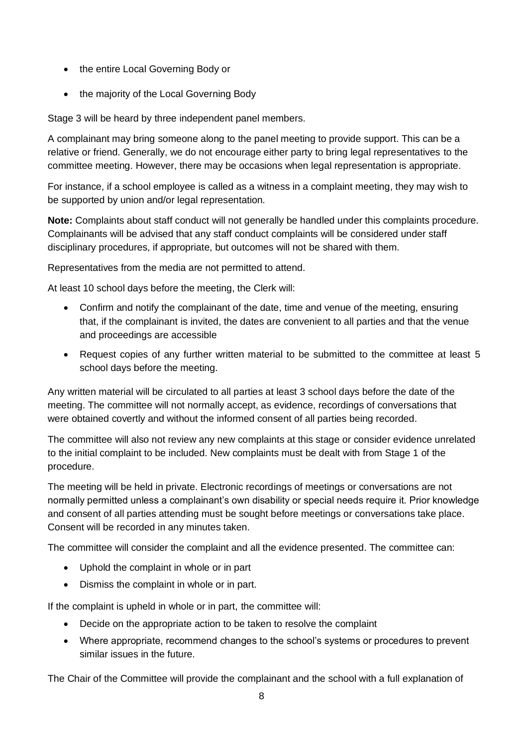- the entire Local Governing Body or
- the majority of the Local Governing Body

Stage 3 will be heard by three independent panel members.

A complainant may bring someone along to the panel meeting to provide support. This can be a relative or friend. Generally, we do not encourage either party to bring legal representatives to the committee meeting. However, there may be occasions when legal representation is appropriate.

For instance, if a school employee is called as a witness in a complaint meeting, they may wish to be supported by union and/or legal representation.

**Note:** Complaints about staff conduct will not generally be handled under this complaints procedure. Complainants will be advised that any staff conduct complaints will be considered under staff disciplinary procedures, if appropriate, but outcomes will not be shared with them.

Representatives from the media are not permitted to attend.

At least 10 school days before the meeting, the Clerk will:

- Confirm and notify the complainant of the date, time and venue of the meeting, ensuring that, if the complainant is invited, the dates are convenient to all parties and that the venue and proceedings are accessible
- Request copies of any further written material to be submitted to the committee at least 5 school days before the meeting.

Any written material will be circulated to all parties at least 3 school days before the date of the meeting. The committee will not normally accept, as evidence, recordings of conversations that were obtained covertly and without the informed consent of all parties being recorded.

The committee will also not review any new complaints at this stage or consider evidence unrelated to the initial complaint to be included. New complaints must be dealt with from Stage 1 of the procedure.

The meeting will be held in private. Electronic recordings of meetings or conversations are not normally permitted unless a complainant's own disability or special needs require it. Prior knowledge and consent of all parties attending must be sought before meetings or conversations take place. Consent will be recorded in any minutes taken.

The committee will consider the complaint and all the evidence presented. The committee can:

- Uphold the complaint in whole or in part
- Dismiss the complaint in whole or in part.

If the complaint is upheld in whole or in part, the committee will:

- Decide on the appropriate action to be taken to resolve the complaint
- Where appropriate, recommend changes to the school's systems or procedures to prevent similar issues in the future.

The Chair of the Committee will provide the complainant and the school with a full explanation of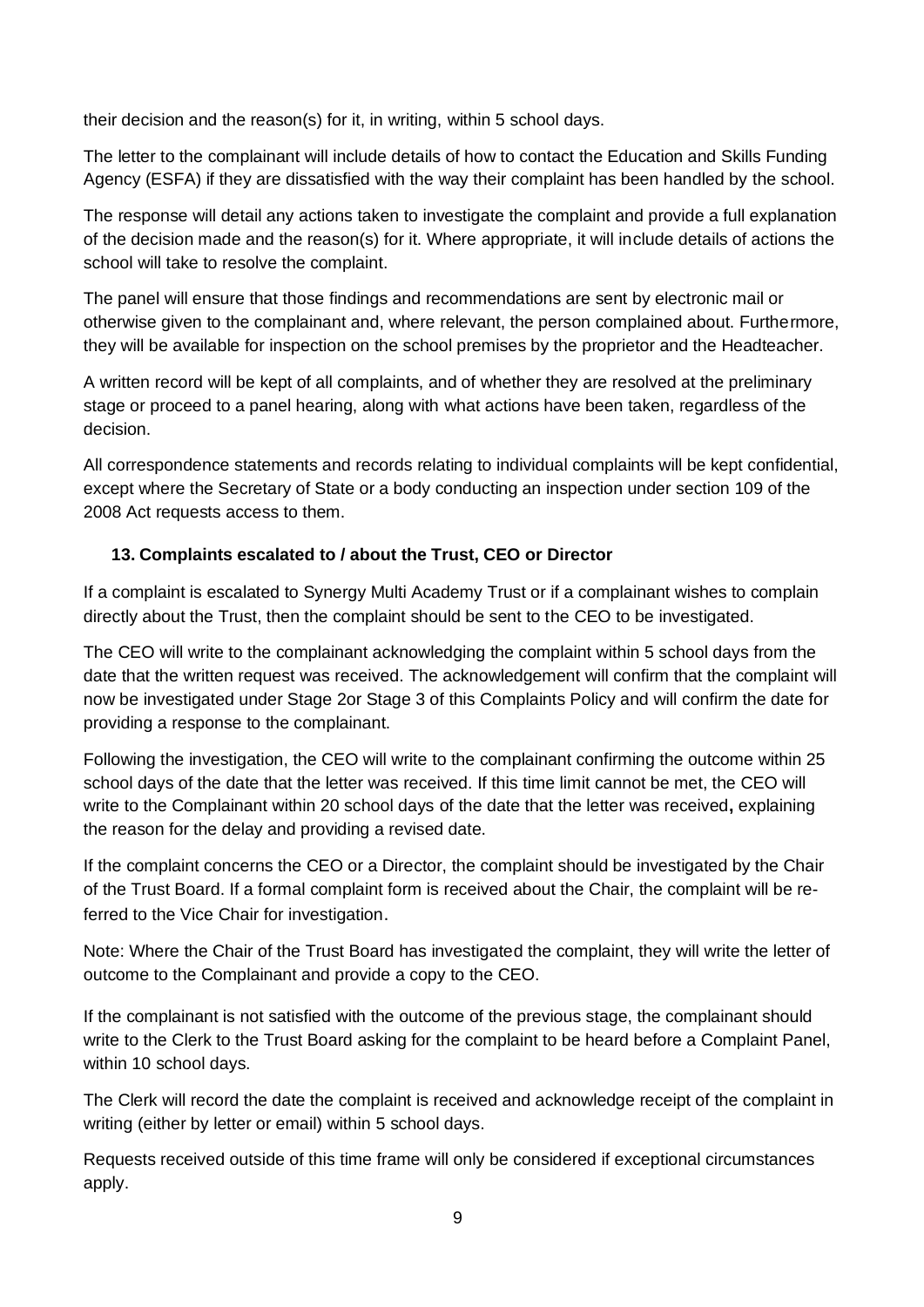their decision and the reason(s) for it, in writing, within 5 school days.

The letter to the complainant will include details of how to contact the Education and Skills Funding Agency (ESFA) if they are dissatisfied with the way their complaint has been handled by the school.

The response will detail any actions taken to investigate the complaint and provide a full explanation of the decision made and the reason(s) for it. Where appropriate, it will include details of actions the school will take to resolve the complaint.

The panel will ensure that those findings and recommendations are sent by electronic mail or otherwise given to the complainant and, where relevant, the person complained about. Furthermore, they will be available for inspection on the school premises by the proprietor and the Headteacher.

A written record will be kept of all complaints, and of whether they are resolved at the preliminary stage or proceed to a panel hearing, along with what actions have been taken, regardless of the decision.

All correspondence statements and records relating to individual complaints will be kept confidential, except where the Secretary of State or a body conducting an inspection under section 109 of the 2008 Act requests access to them.

### 13. Complaints escalated to / about the Trust, CEO or Director

If a complaint is escalated to Synergy Multi Academy Trust or if a complainant wishes to complain directly about the Trust, then the complaint should be sent to the CEO to be investigated.

The CEO will write to the complainant acknowledging the complaint within 5 school days from the date that the written request was received. The acknowledgement will confirm that the complaint will now be investigated under Stage 2or Stage 3 of this Complaints Policy and will confirm the date for providing a response to the complainant.

Following the investigation, the CEO will write to the complainant confirming the outcome within 25 school days of the date that the letter was received. If this time limit cannot be met, the CEO will write to the Complainant within 20 school days of the date that the letter was received**,** explaining the reason for the delay and providing a revised date.

If the complaint concerns the CEO or a Director, the complaint should be investigated by the Chair of the Trust Board. If a formal complaint form is received about the Chair, the complaint will be re-ferred to the Vice Chair for investigation.

Note: Where the Chair of the Trust Board has investigated the complaint, they will write the letter of outcome to the Complainant and provide a copy to the CEO.

If the complainant is not satisfied with the outcome of the previous stage, the complainant should write to the Clerk to the Trust Board asking for the complaint to be heard before a Complaint Panel, within 10 school days.

The Clerk will record the date the complaint is received and acknowledge receipt of the complaint in writing (either by letter or email) within 5 school days.

Requests received outside of this time frame will only be considered if exceptional circumstances apply.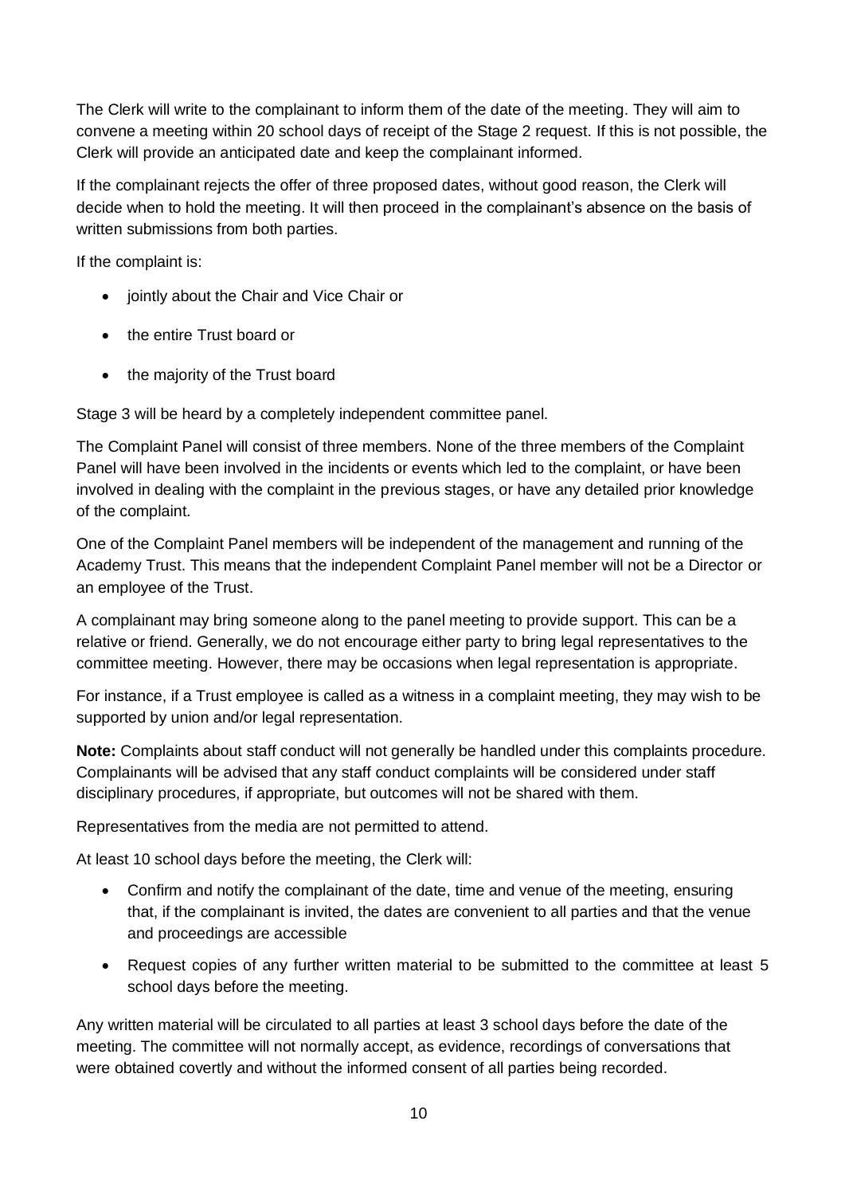The Clerk will write to the complainant to inform them of the date of the meeting. They will aim to convene a meeting within 20 school days of receipt of the Stage 2 request. If this is not possible, the Clerk will provide an anticipated date and keep the complainant informed.

If the complainant rejects the offer of three proposed dates, without good reason, the Clerk will decide when to hold the meeting. It will then proceed in the complainant's absence on the basis of written submissions from both parties.

If the complaint is:

- jointly about the Chair and Vice Chair or
- the entire Trust board or
- the majority of the Trust board

Stage 3 will be heard by a completely independent committee panel.

The Complaint Panel will consist of three members. None of the three members of the Complaint Panel will have been involved in the incidents or events which led to the complaint, or have been involved in dealing with the complaint in the previous stages, or have any detailed prior knowledge of the complaint.

One of the Complaint Panel members will be independent of the management and running of the Academy Trust. This means that the independent Complaint Panel member will not be a Director or an employee of the Trust.

A complainant may bring someone along to the panel meeting to provide support. This can be a relative or friend. Generally, we do not encourage either party to bring legal representatives to the committee meeting. However, there may be occasions when legal representation is appropriate.

For instance, if a Trust employee is called as a witness in a complaint meeting, they may wish to be supported by union and/or legal representation.

**Note:** Complaints about staff conduct will not generally be handled under this complaints procedure. Complainants will be advised that any staff conduct complaints will be considered under staff disciplinary procedures, if appropriate, but outcomes will not be shared with them.

Representatives from the media are not permitted to attend.

At least 10 school days before the meeting, the Clerk will:

- Confirm and notify the complainant of the date, time and venue of the meeting, ensuring that, if the complainant is invited, the dates are convenient to all parties and that the venue and proceedings are accessible
- Request copies of any further written material to be submitted to the committee at least 5 school days before the meeting.

Any written material will be circulated to all parties at least 3 school days before the date of the meeting. The committee will not normally accept, as evidence, recordings of conversations that were obtained covertly and without the informed consent of all parties being recorded.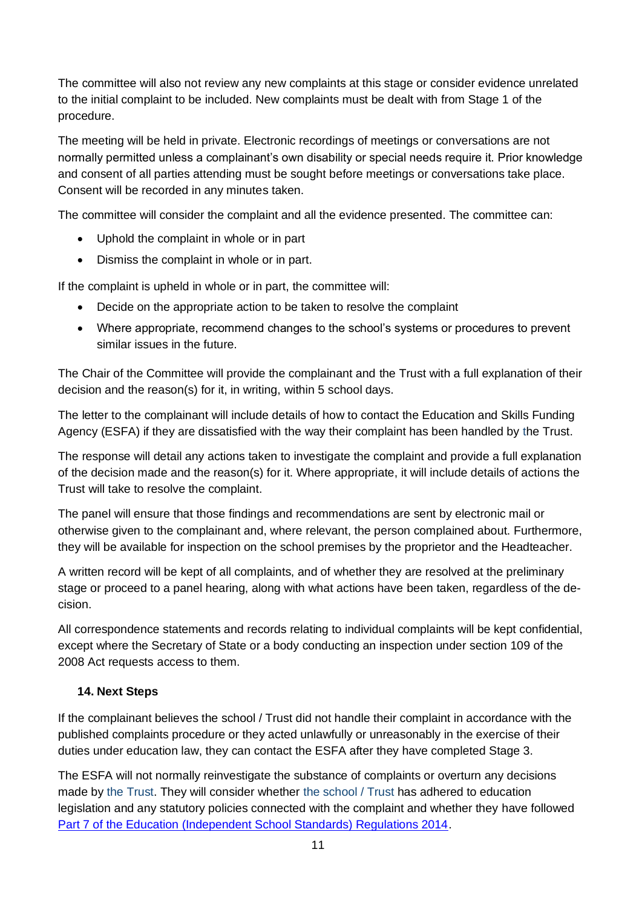The committee will also not review any new complaints at this stage or consider evidence unrelated to the initial complaint to be included. New complaints must be dealt with from Stage 1 of the procedure.

The meeting will be held in private. Electronic recordings of meetings or conversations are not normally permitted unless a complainant's own disability or special needs require it. Prior knowledge and consent of all parties attending must be sought before meetings or conversations take place. Consent will be recorded in any minutes taken.

The committee will consider the complaint and all the evidence presented. The committee can:

- Uphold the complaint in whole or in part
- Dismiss the complaint in whole or in part.

If the complaint is upheld in whole or in part, the committee will:

- Decide on the appropriate action to be taken to resolve the complaint
- Where appropriate, recommend changes to the school's systems or procedures to prevent similar issues in the future.

The Chair of the Committee will provide the complainant and the Trust with a full explanation of their decision and the reason(s) for it, in writing, within 5 school days.

The letter to the complainant will include details of how to contact the Education and Skills Funding Agency (ESFA) if they are dissatisfied with the way their complaint has been handled by the Trust.

The response will detail any actions taken to investigate the complaint and provide a full explanation of the decision made and the reason(s) for it. Where appropriate, it will include details of actions the Trust will take to resolve the complaint.

The panel will ensure that those findings and recommendations are sent by electronic mail or otherwise given to the complainant and, where relevant, the person complained about. Furthermore, they will be available for inspection on the school premises by the proprietor and the Headteacher.

A written record will be kept of all complaints, and of whether they are resolved at the preliminary stage or proceed to a panel hearing, along with what actions have been taken, regardless of the decision.

All correspondence statements and records relating to individual complaints will be kept confidential, except where the Secretary of State or a body conducting an inspection under section 109 of the 2008 Act requests access to them.

## 14. Next Steps

If the complainant believes the school / Trust did not handle their complaint in accordance with the published complaints procedure or they acted unlawfully or unreasonably in the exercise of their duties under education law, they can contact the ESFA after they have completed Stage 3.

The ESFA will not normally reinvestigate the substance of complaints or overturn any decisions made by the Trust. They will consider whether the school / Trust has adhered to education legislation and any statutory policies connected with the complaint and whether they have followed Part 7 of the Education (Independent School Standards) Regulations 2014.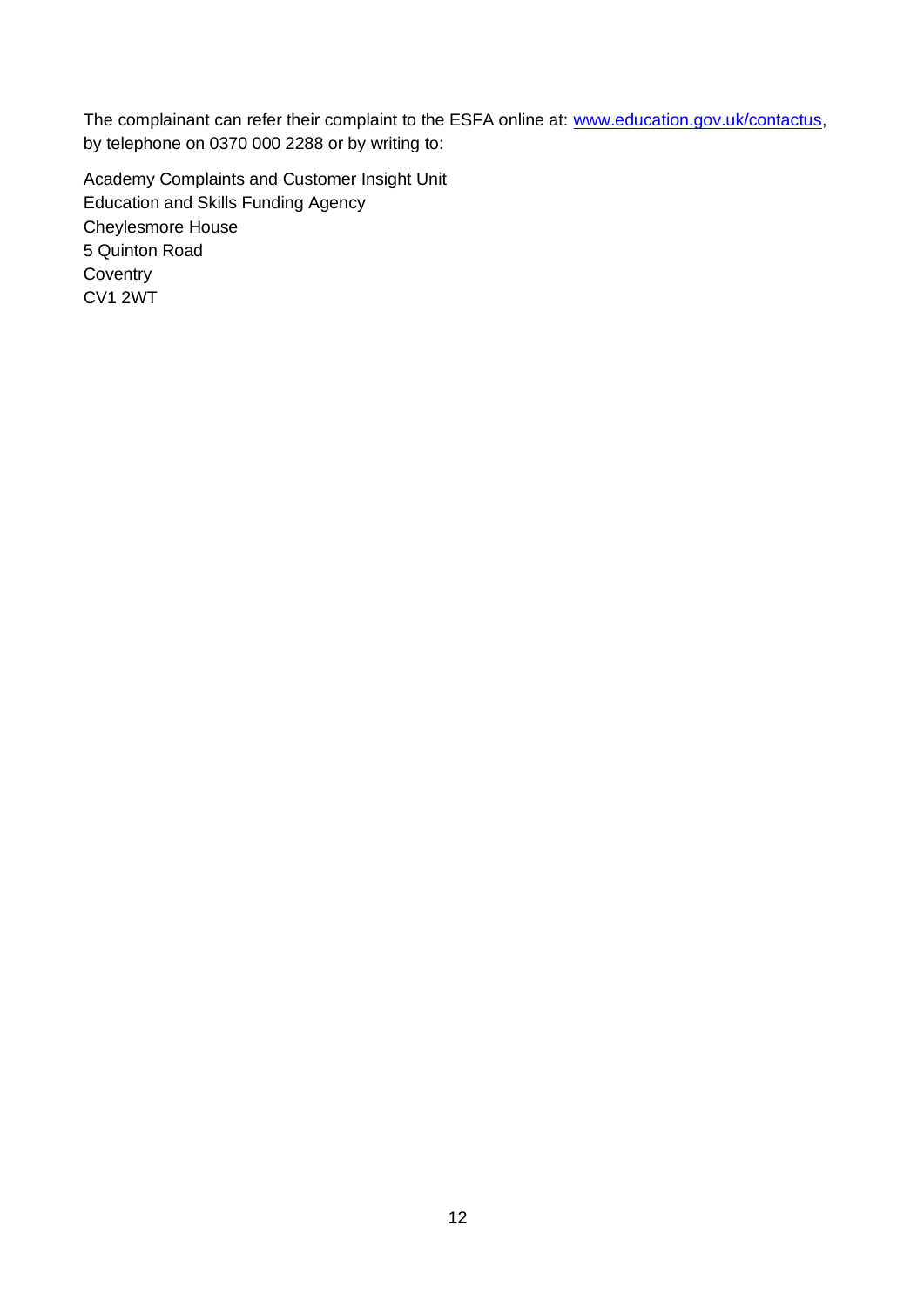The complainant can refer their complaint to the ESFA online at: [www.education.gov.uk/contactus](http://www.education.gov.uk/contactus), by telephone on 0370 000 2288 or by writing to:

Academy Complaints and Customer Insight Unit
Education and Skills Funding Agency
Cheylesmore House
5 Quinton Road
Coventry
CV1 2WT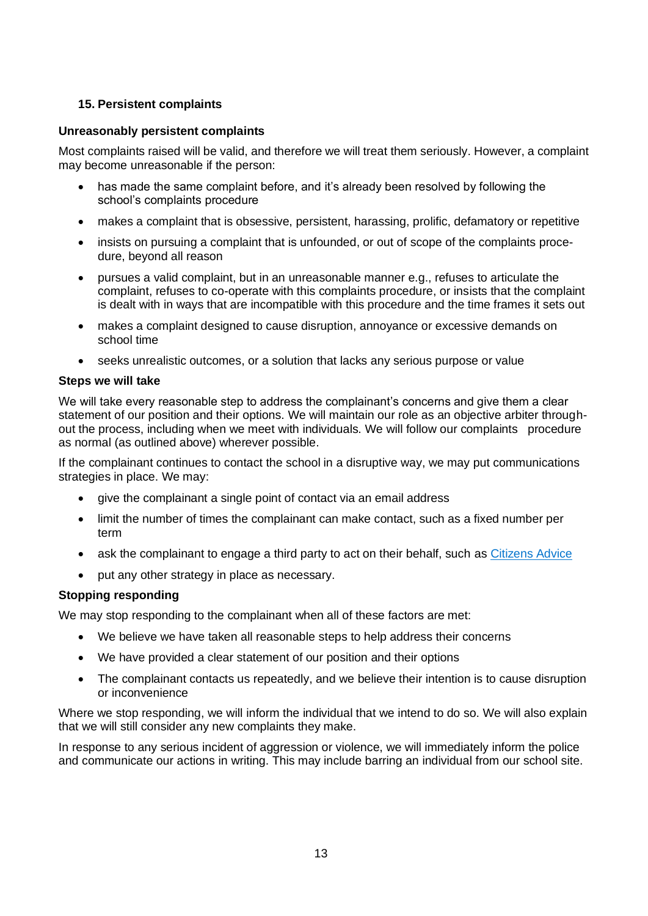## 15. Persistent complaints

### Unreasonably persistent complaints

Most complaints raised will be valid, and therefore we will treat them seriously. However, a complaint may become unreasonable if the person:

- has made the same complaint before, and it's already been resolved by following the school's complaints procedure
- makes a complaint that is obsessive, persistent, harassing, prolific, defamatory or repetitive
- insists on pursuing a complaint that is unfounded, or out of scope of the complaints procedure, beyond all reason
- pursues a valid complaint, but in an unreasonable manner e.g., refuses to articulate the complaint, refuses to co-operate with this complaints procedure, or insists that the complaint is dealt with in ways that are incompatible with this procedure and the time frames it sets out
- makes a complaint designed to cause disruption, annoyance or excessive demands on school time
- seeks unrealistic outcomes, or a solution that lacks any serious purpose or value

### Steps we will take

We will take every reasonable step to address the complainant's concerns and give them a clear statement of our position and their options. We will maintain our role as an objective arbiter throughout the process, including when we meet with individuals. We will follow our complaints procedure as normal (as outlined above) wherever possible.

If the complainant continues to contact the school in a disruptive way, we may put communications strategies in place. We may:

- give the complainant a single point of contact via an email address
- limit the number of times the complainant can make contact, such as a fixed number per term
- ask the complainant to engage a third party to act on their behalf, such as Citizens Advice
- put any other strategy in place as necessary.

### Stopping responding

We may stop responding to the complainant when all of these factors are met:

- We believe we have taken all reasonable steps to help address their concerns
- We have provided a clear statement of our position and their options
- The complainant contacts us repeatedly, and we believe their intention is to cause disruption or inconvenience

Where we stop responding, we will inform the individual that we intend to do so. We will also explain that we will still consider any new complaints they make.

In response to any serious incident of aggression or violence, we will immediately inform the police and communicate our actions in writing. This may include barring an individual from our school site.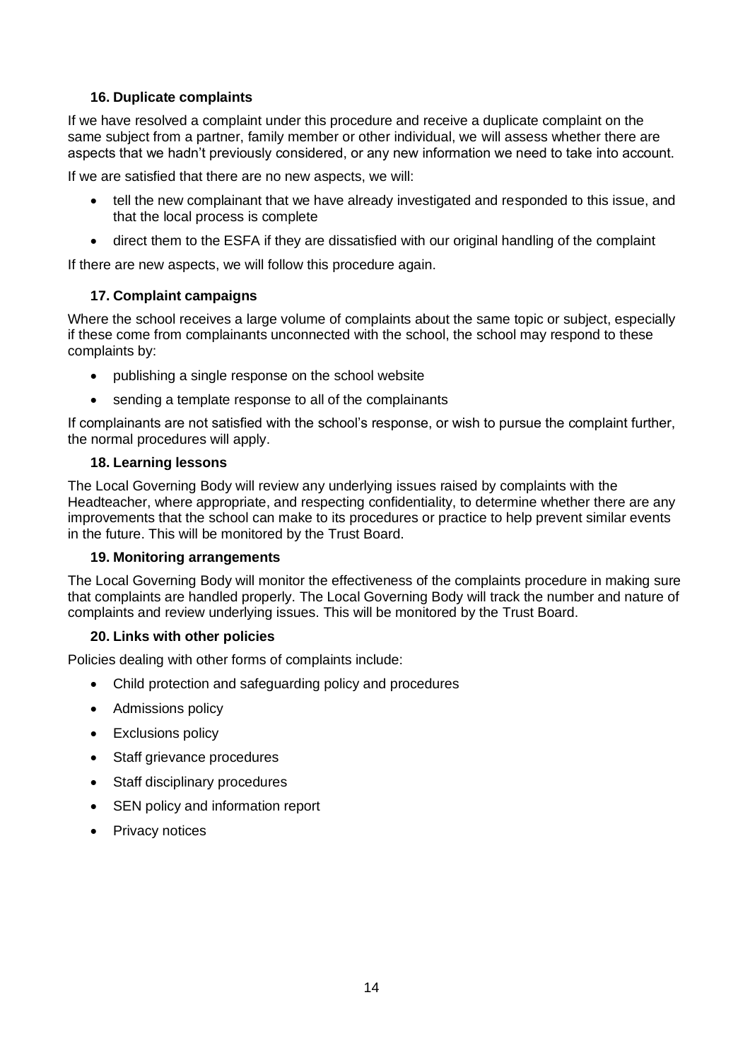### 16. Duplicate complaints

If we have resolved a complaint under this procedure and receive a duplicate complaint on the same subject from a partner, family member or other individual, we will assess whether there are aspects that we hadn't previously considered, or any new information we need to take into account.

If we are satisfied that there are no new aspects, we will:

- tell the new complainant that we have already investigated and responded to this issue, and that the local process is complete
- direct them to the ESFA if they are dissatisfied with our original handling of the complaint

If there are new aspects, we will follow this procedure again.

### 17. Complaint campaigns

Where the school receives a large volume of complaints about the same topic or subject, especially if these come from complainants unconnected with the school, the school may respond to these complaints by:

- publishing a single response on the school website
- sending a template response to all of the complainants

If complainants are not satisfied with the school's response, or wish to pursue the complaint further, the normal procedures will apply.

### 18. Learning lessons

The Local Governing Body will review any underlying issues raised by complaints with the Headteacher, where appropriate, and respecting confidentiality, to determine whether there are any improvements that the school can make to its procedures or practice to help prevent similar events in the future. This will be monitored by the Trust Board.

### 19. Monitoring arrangements

The Local Governing Body will monitor the effectiveness of the complaints procedure in making sure that complaints are handled properly. The Local Governing Body will track the number and nature of complaints and review underlying issues. This will be monitored by the Trust Board.

### 20. Links with other policies

Policies dealing with other forms of complaints include:

- Child protection and safeguarding policy and procedures
- Admissions policy
- Exclusions policy
- Staff grievance procedures
- Staff disciplinary procedures
- SEN policy and information report
- Privacy notices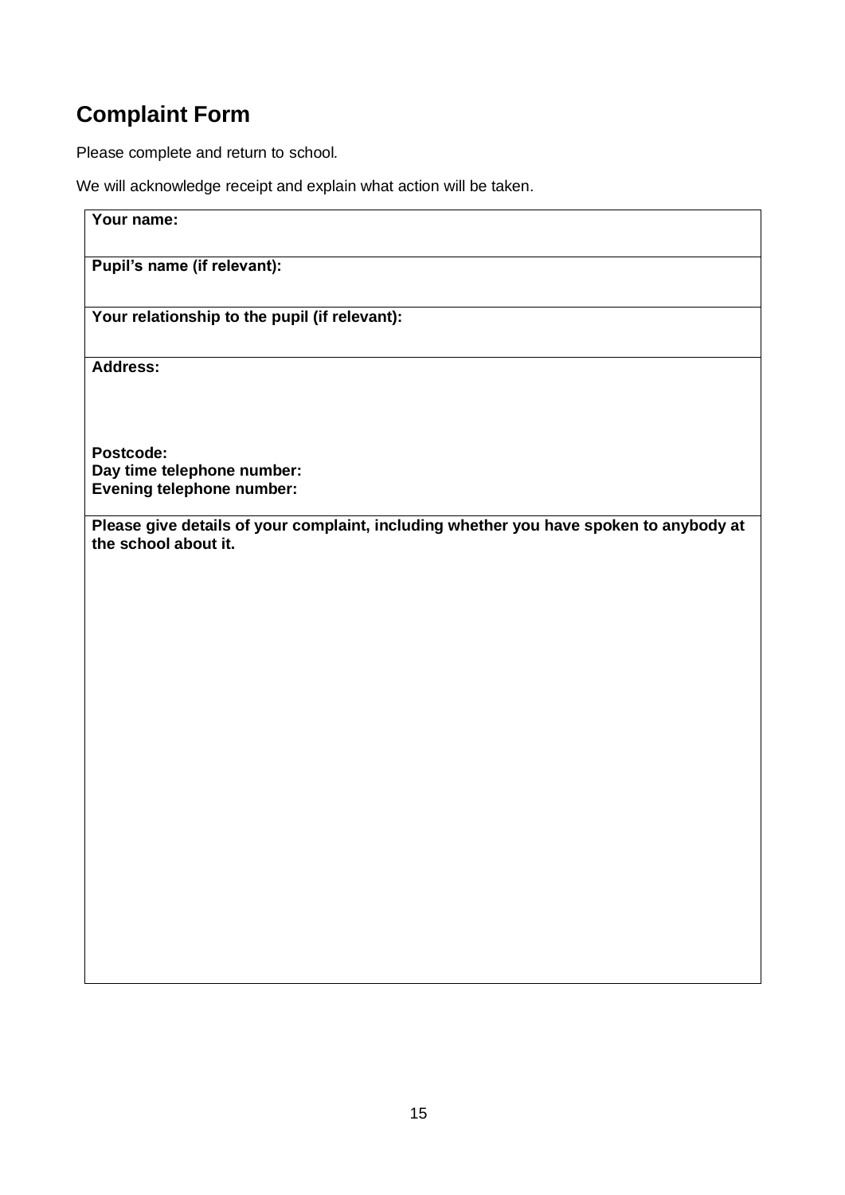## Complaint Form

Please complete and return to school.

We will acknowledge receipt and explain what action will be taken.

| **Your name:** |
|---|
| **Pupil's name (if relevant):** |
| **Your relationship to the pupil (if relevant):** |
| **Address:**<br><br><br>**Postcode:**<br>**Day time telephone number:**<br>**Evening telephone number:** |
| **Please give details of your complaint, including whether you have spoken to anybody at the school about it.** |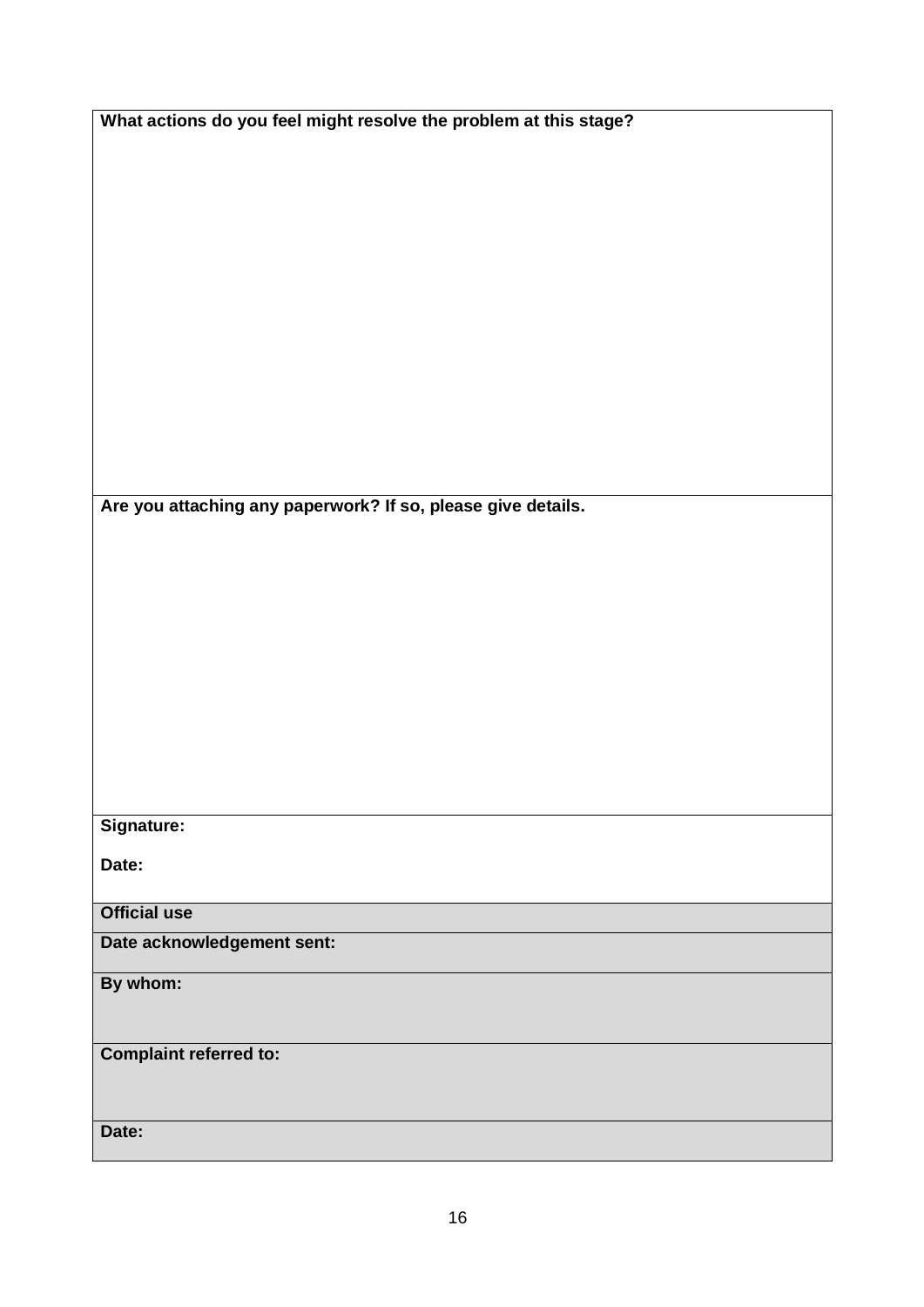| **What actions do you feel might resolve the problem at this stage?** |
|---|
| **Are you attaching any paperwork? If so, please give details.** |
| **Signature:**<br><br>**Date:** |
| **Official use** |
| **Date acknowledgement sent:** |
| **By whom:** |
| **Complaint referred to:** |
| **Date:** |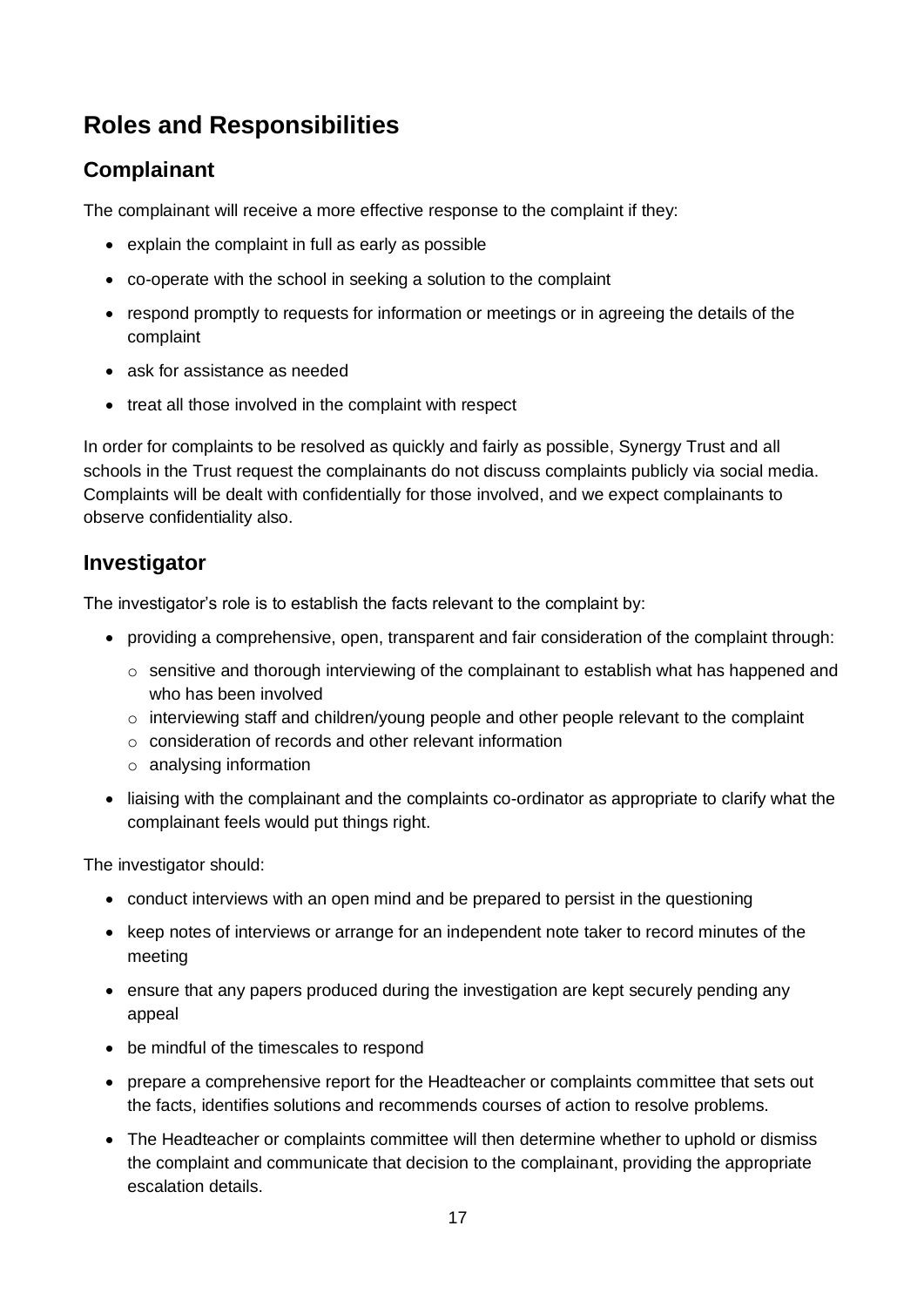# Roles and Responsibilities

## Complainant

The complainant will receive a more effective response to the complaint if they:

- explain the complaint in full as early as possible
- co-operate with the school in seeking a solution to the complaint
- respond promptly to requests for information or meetings or in agreeing the details of the complaint
- ask for assistance as needed
- treat all those involved in the complaint with respect

In order for complaints to be resolved as quickly and fairly as possible, Synergy Trust and all schools in the Trust request the complainants do not discuss complaints publicly via social media. Complaints will be dealt with confidentially for those involved, and we expect complainants to observe confidentiality also.

## Investigator

The investigator's role is to establish the facts relevant to the complaint by:

- providing a comprehensive, open, transparent and fair consideration of the complaint through:
  - sensitive and thorough interviewing of the complainant to establish what has happened and who has been involved
  - interviewing staff and children/young people and other people relevant to the complaint
  - consideration of records and other relevant information
  - analysing information
- liaising with the complainant and the complaints co-ordinator as appropriate to clarify what the complainant feels would put things right.

The investigator should:

- conduct interviews with an open mind and be prepared to persist in the questioning
- keep notes of interviews or arrange for an independent note taker to record minutes of the meeting
- ensure that any papers produced during the investigation are kept securely pending any appeal
- be mindful of the timescales to respond
- prepare a comprehensive report for the Headteacher or complaints committee that sets out the facts, identifies solutions and recommends courses of action to resolve problems.
- The Headteacher or complaints committee will then determine whether to uphold or dismiss the complaint and communicate that decision to the complainant, providing the appropriate escalation details.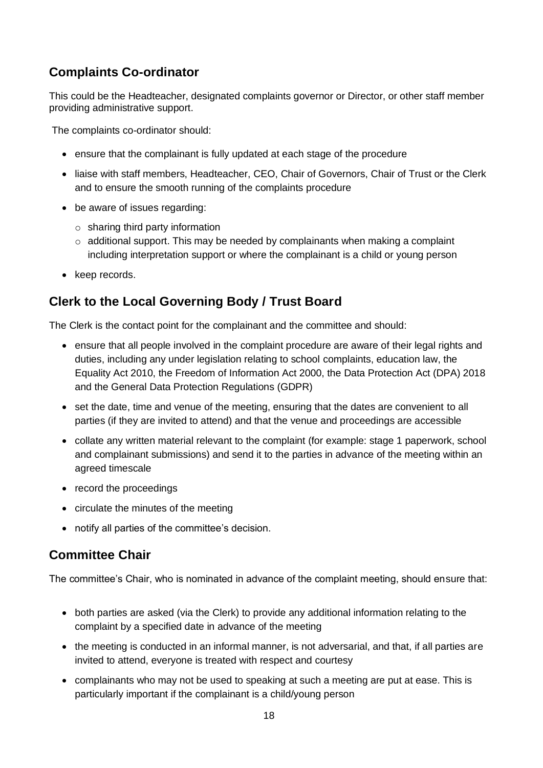## Complaints Co-ordinator

This could be the Headteacher, designated complaints governor or Director, or other staff member providing administrative support.

The complaints co-ordinator should:

- ensure that the complainant is fully updated at each stage of the procedure
- liaise with staff members, Headteacher, CEO, Chair of Governors, Chair of Trust or the Clerk and to ensure the smooth running of the complaints procedure
- be aware of issues regarding:
  - sharing third party information
  - additional support. This may be needed by complainants when making a complaint including interpretation support or where the complainant is a child or young person
- keep records.

## Clerk to the Local Governing Body / Trust Board

The Clerk is the contact point for the complainant and the committee and should:

- ensure that all people involved in the complaint procedure are aware of their legal rights and duties, including any under legislation relating to school complaints, education law, the Equality Act 2010, the Freedom of Information Act 2000, the Data Protection Act (DPA) 2018 and the General Data Protection Regulations (GDPR)
- set the date, time and venue of the meeting, ensuring that the dates are convenient to all parties (if they are invited to attend) and that the venue and proceedings are accessible
- collate any written material relevant to the complaint (for example: stage 1 paperwork, school and complainant submissions) and send it to the parties in advance of the meeting within an agreed timescale
- record the proceedings
- circulate the minutes of the meeting
- notify all parties of the committee's decision.

## Committee Chair

The committee's Chair, who is nominated in advance of the complaint meeting, should ensure that:

- both parties are asked (via the Clerk) to provide any additional information relating to the complaint by a specified date in advance of the meeting
- the meeting is conducted in an informal manner, is not adversarial, and that, if all parties are invited to attend, everyone is treated with respect and courtesy
- complainants who may not be used to speaking at such a meeting are put at ease. This is particularly important if the complainant is a child/young person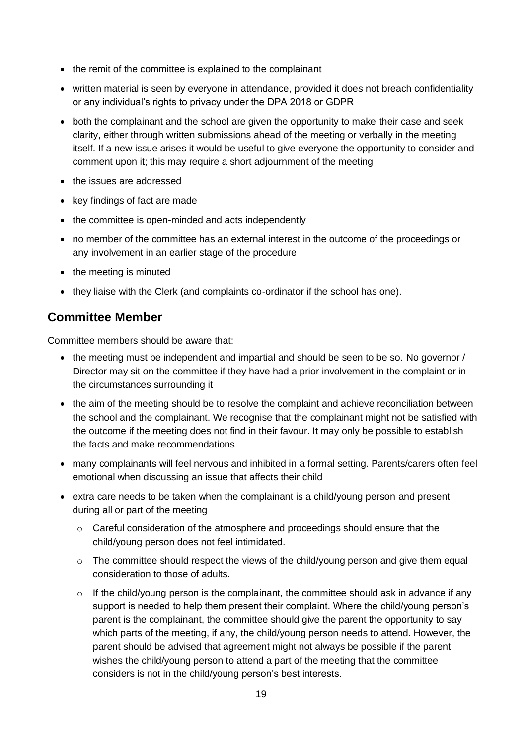- the remit of the committee is explained to the complainant
- written material is seen by everyone in attendance, provided it does not breach confidentiality or any individual's rights to privacy under the DPA 2018 or GDPR
- both the complainant and the school are given the opportunity to make their case and seek clarity, either through written submissions ahead of the meeting or verbally in the meeting itself. If a new issue arises it would be useful to give everyone the opportunity to consider and comment upon it; this may require a short adjournment of the meeting
- the issues are addressed
- key findings of fact are made
- the committee is open-minded and acts independently
- no member of the committee has an external interest in the outcome of the proceedings or any involvement in an earlier stage of the procedure
- the meeting is minuted
- they liaise with the Clerk (and complaints co-ordinator if the school has one).

## Committee Member

Committee members should be aware that:

- the meeting must be independent and impartial and should be seen to be so. No governor / Director may sit on the committee if they have had a prior involvement in the complaint or in the circumstances surrounding it
- the aim of the meeting should be to resolve the complaint and achieve reconciliation between the school and the complainant. We recognise that the complainant might not be satisfied with the outcome if the meeting does not find in their favour. It may only be possible to establish the facts and make recommendations
- many complainants will feel nervous and inhibited in a formal setting. Parents/carers often feel emotional when discussing an issue that affects their child
- extra care needs to be taken when the complainant is a child/young person and present during all or part of the meeting
  - Careful consideration of the atmosphere and proceedings should ensure that the child/young person does not feel intimidated.
  - The committee should respect the views of the child/young person and give them equal consideration to those of adults.
  - If the child/young person is the complainant, the committee should ask in advance if any support is needed to help them present their complaint. Where the child/young person's parent is the complainant, the committee should give the parent the opportunity to say which parts of the meeting, if any, the child/young person needs to attend. However, the parent should be advised that agreement might not always be possible if the parent wishes the child/young person to attend a part of the meeting that the committee considers is not in the child/young person's best interests.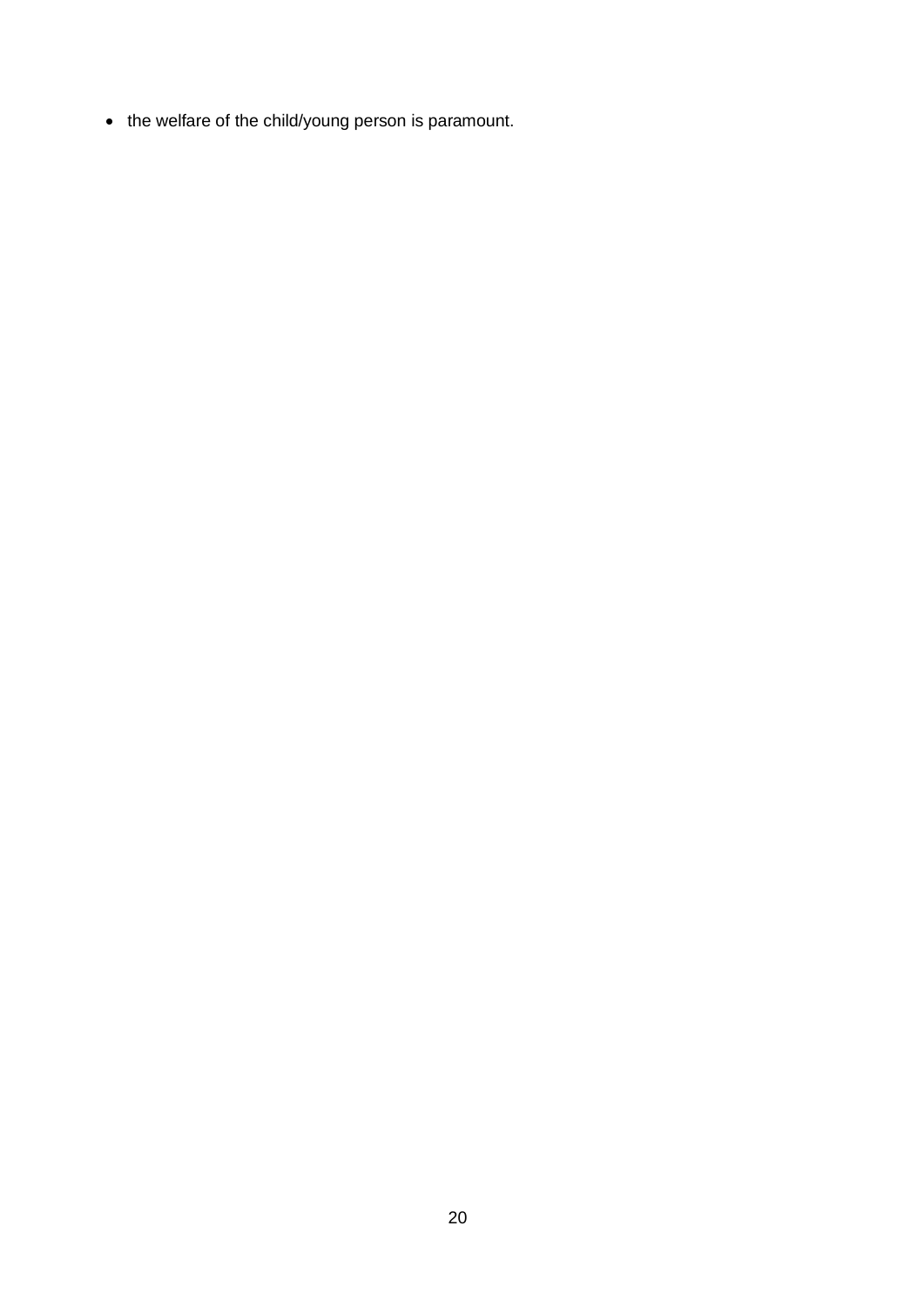- the welfare of the child/young person is paramount.